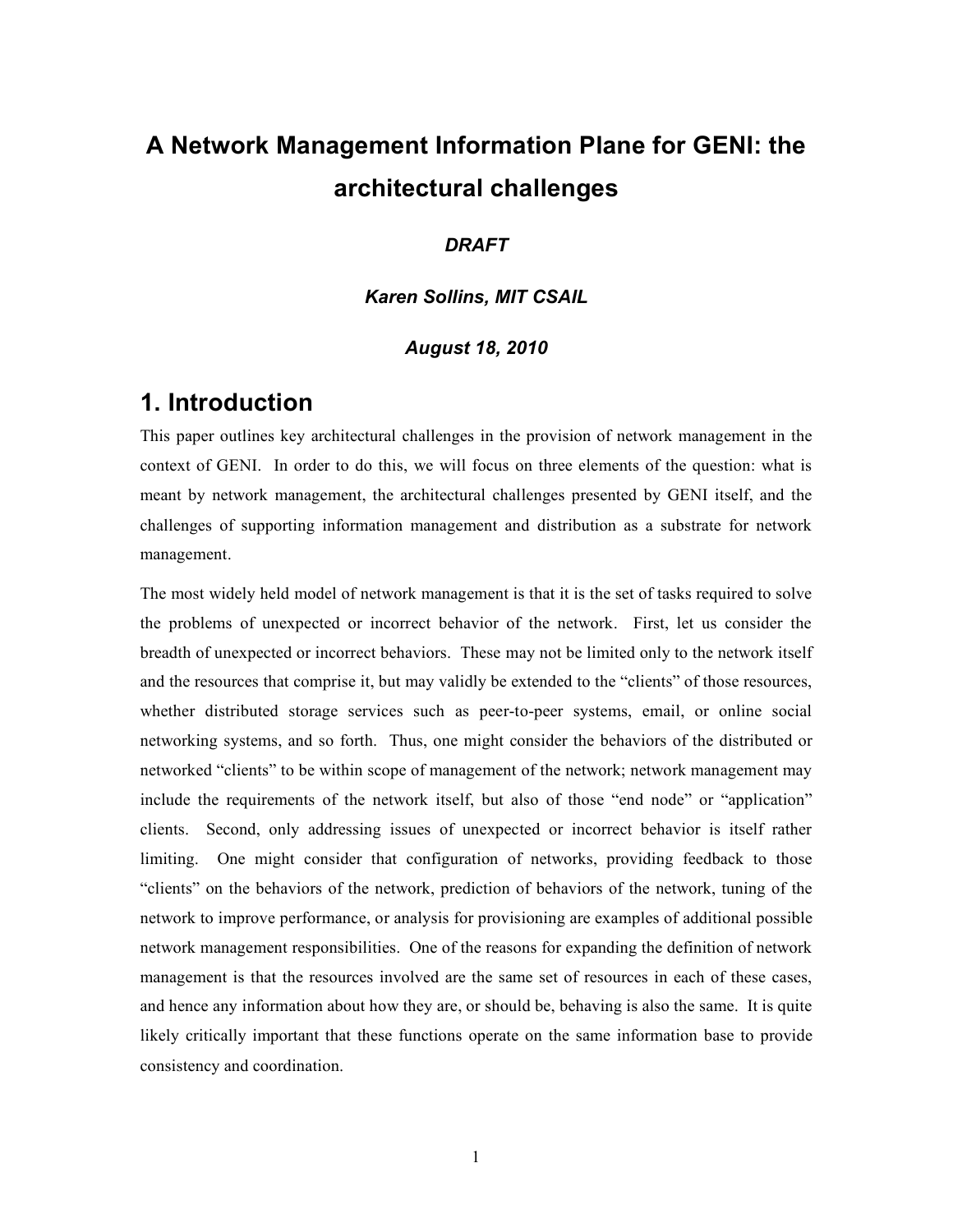# A Network Management Information Plane for GENI: the architectural challenges

***DRAFT***

***Karen Sollins, MIT CSAIL***

***August 18, 2010***

## 1. Introduction

This paper outlines key architectural challenges in the provision of network management in the context of GENI. In order to do this, we will focus on three elements of the question: what is meant by network management, the architectural challenges presented by GENI itself, and the challenges of supporting information management and distribution as a substrate for network management.

The most widely held model of network management is that it is the set of tasks required to solve the problems of unexpected or incorrect behavior of the network. First, let us consider the breadth of unexpected or incorrect behaviors. These may not be limited only to the network itself and the resources that comprise it, but may validly be extended to the "clients" of those resources, whether distributed storage services such as peer-to-peer systems, email, or online social networking systems, and so forth. Thus, one might consider the behaviors of the distributed or networked "clients" to be within scope of management of the network; network management may include the requirements of the network itself, but also of those "end node" or "application" clients. Second, only addressing issues of unexpected or incorrect behavior is itself rather limiting. One might consider that configuration of networks, providing feedback to those "clients" on the behaviors of the network, prediction of behaviors of the network, tuning of the network to improve performance, or analysis for provisioning are examples of additional possible network management responsibilities. One of the reasons for expanding the definition of network management is that the resources involved are the same set of resources in each of these cases, and hence any information about how they are, or should be, behaving is also the same. It is quite likely critically important that these functions operate on the same information base to provide consistency and coordination.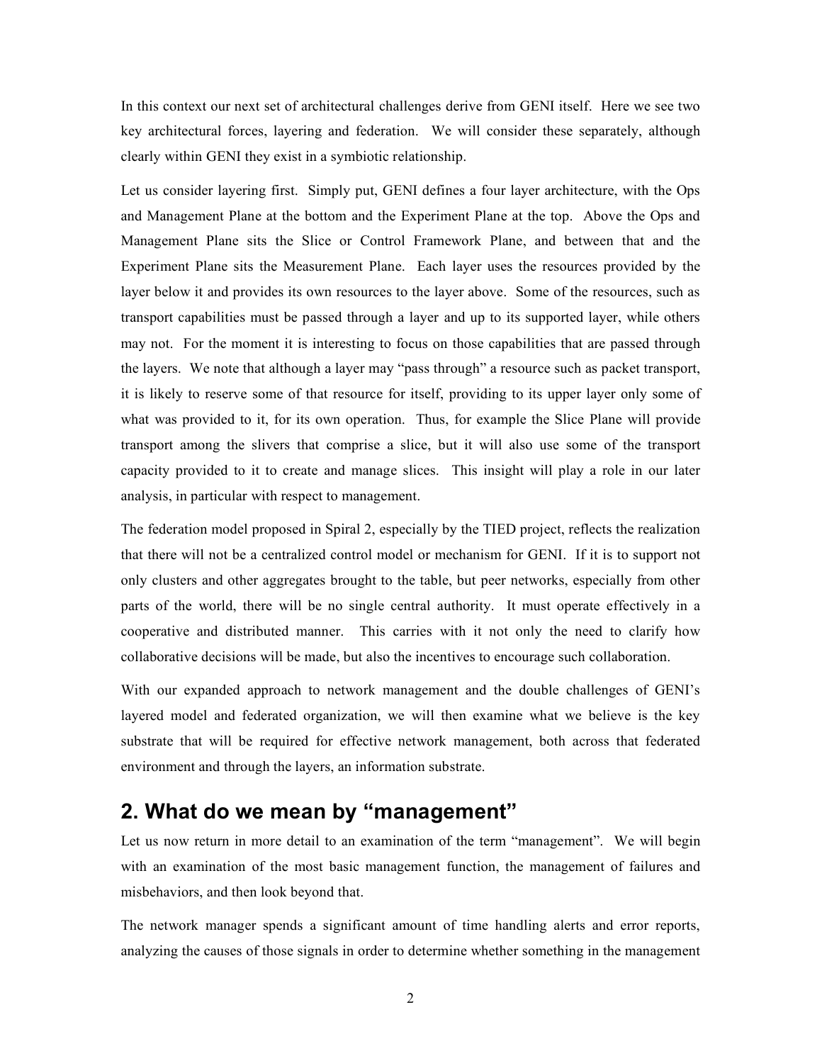In this context our next set of architectural challenges derive from GENI itself. Here we see two key architectural forces, layering and federation. We will consider these separately, although clearly within GENI they exist in a symbiotic relationship.

Let us consider layering first. Simply put, GENI defines a four layer architecture, with the Ops and Management Plane at the bottom and the Experiment Plane at the top. Above the Ops and Management Plane sits the Slice or Control Framework Plane, and between that and the Experiment Plane sits the Measurement Plane. Each layer uses the resources provided by the layer below it and provides its own resources to the layer above. Some of the resources, such as transport capabilities must be passed through a layer and up to its supported layer, while others may not. For the moment it is interesting to focus on those capabilities that are passed through the layers. We note that although a layer may "pass through" a resource such as packet transport, it is likely to reserve some of that resource for itself, providing to its upper layer only some of what was provided to it, for its own operation. Thus, for example the Slice Plane will provide transport among the slivers that comprise a slice, but it will also use some of the transport capacity provided to it to create and manage slices. This insight will play a role in our later analysis, in particular with respect to management.

The federation model proposed in Spiral 2, especially by the TIED project, reflects the realization that there will not be a centralized control model or mechanism for GENI. If it is to support not only clusters and other aggregates brought to the table, but peer networks, especially from other parts of the world, there will be no single central authority. It must operate effectively in a cooperative and distributed manner. This carries with it not only the need to clarify how collaborative decisions will be made, but also the incentives to encourage such collaboration.

With our expanded approach to network management and the double challenges of GENI's layered model and federated organization, we will then examine what we believe is the key substrate that will be required for effective network management, both across that federated environment and through the layers, an information substrate.

## 2. What do we mean by "management"

Let us now return in more detail to an examination of the term "management". We will begin with an examination of the most basic management function, the management of failures and misbehaviors, and then look beyond that.

The network manager spends a significant amount of time handling alerts and error reports, analyzing the causes of those signals in order to determine whether something in the management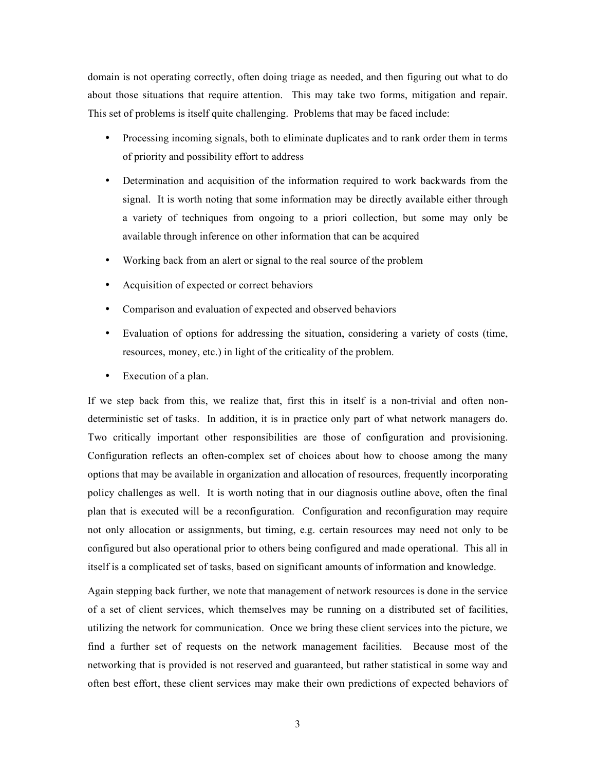domain is not operating correctly, often doing triage as needed, and then figuring out what to do about those situations that require attention. This may take two forms, mitigation and repair. This set of problems is itself quite challenging. Problems that may be faced include:

- Processing incoming signals, both to eliminate duplicates and to rank order them in terms of priority and possibility effort to address
- Determination and acquisition of the information required to work backwards from the signal. It is worth noting that some information may be directly available either through a variety of techniques from ongoing to a priori collection, but some may only be available through inference on other information that can be acquired
- Working back from an alert or signal to the real source of the problem
- Acquisition of expected or correct behaviors
- Comparison and evaluation of expected and observed behaviors
- Evaluation of options for addressing the situation, considering a variety of costs (time, resources, money, etc.) in light of the criticality of the problem.
- Execution of a plan.

If we step back from this, we realize that, first this in itself is a non-trivial and often non-deterministic set of tasks. In addition, it is in practice only part of what network managers do. Two critically important other responsibilities are those of configuration and provisioning. Configuration reflects an often-complex set of choices about how to choose among the many options that may be available in organization and allocation of resources, frequently incorporating policy challenges as well. It is worth noting that in our diagnosis outline above, often the final plan that is executed will be a reconfiguration. Configuration and reconfiguration may require not only allocation or assignments, but timing, e.g. certain resources may need not only to be configured but also operational prior to others being configured and made operational. This all in itself is a complicated set of tasks, based on significant amounts of information and knowledge.

Again stepping back further, we note that management of network resources is done in the service of a set of client services, which themselves may be running on a distributed set of facilities, utilizing the network for communication. Once we bring these client services into the picture, we find a further set of requests on the network management facilities. Because most of the networking that is provided is not reserved and guaranteed, but rather statistical in some way and often best effort, these client services may make their own predictions of expected behaviors of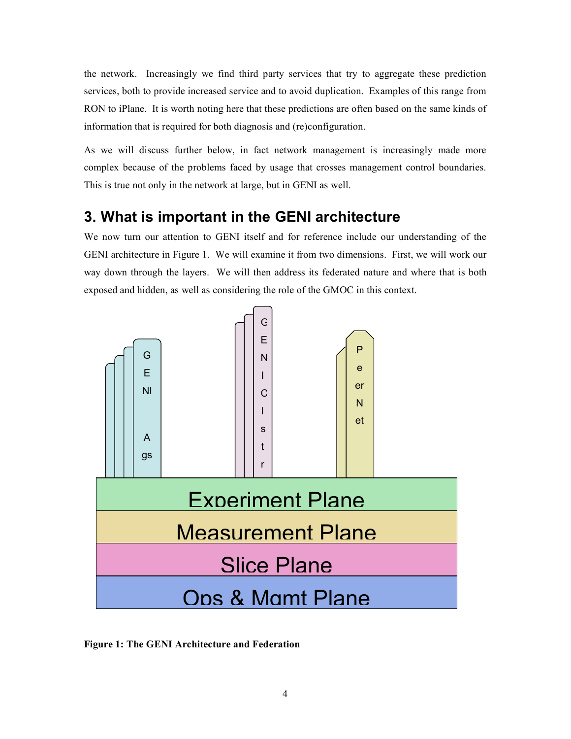the network. Increasingly we find third party services that try to aggregate these prediction services, both to provide increased service and to avoid duplication. Examples of this range from RON to iPlane. It is worth noting here that these predictions are often based on the same kinds of information that is required for both diagnosis and (re)configuration.

As we will discuss further below, in fact network management is increasingly made more complex because of the problems faced by usage that crosses management control boundaries. This is true not only in the network at large, but in GENI as well.

## 3. What is important in the GENI architecture

We now turn our attention to GENI itself and for reference include our understanding of the GENI architecture in Figure 1. We will examine it from two dimensions. First, we will work our way down through the layers. We will then address its federated nature and where that is both exposed and hidden, as well as considering the role of the GMOC in this context.

GENI Ags | GENI Clstr | PeerNet

Experiment Plane

Measurement Plane

Slice Plane

Ops & Mgmt Plane

**Figure 1: The GENI Architecture and Federation**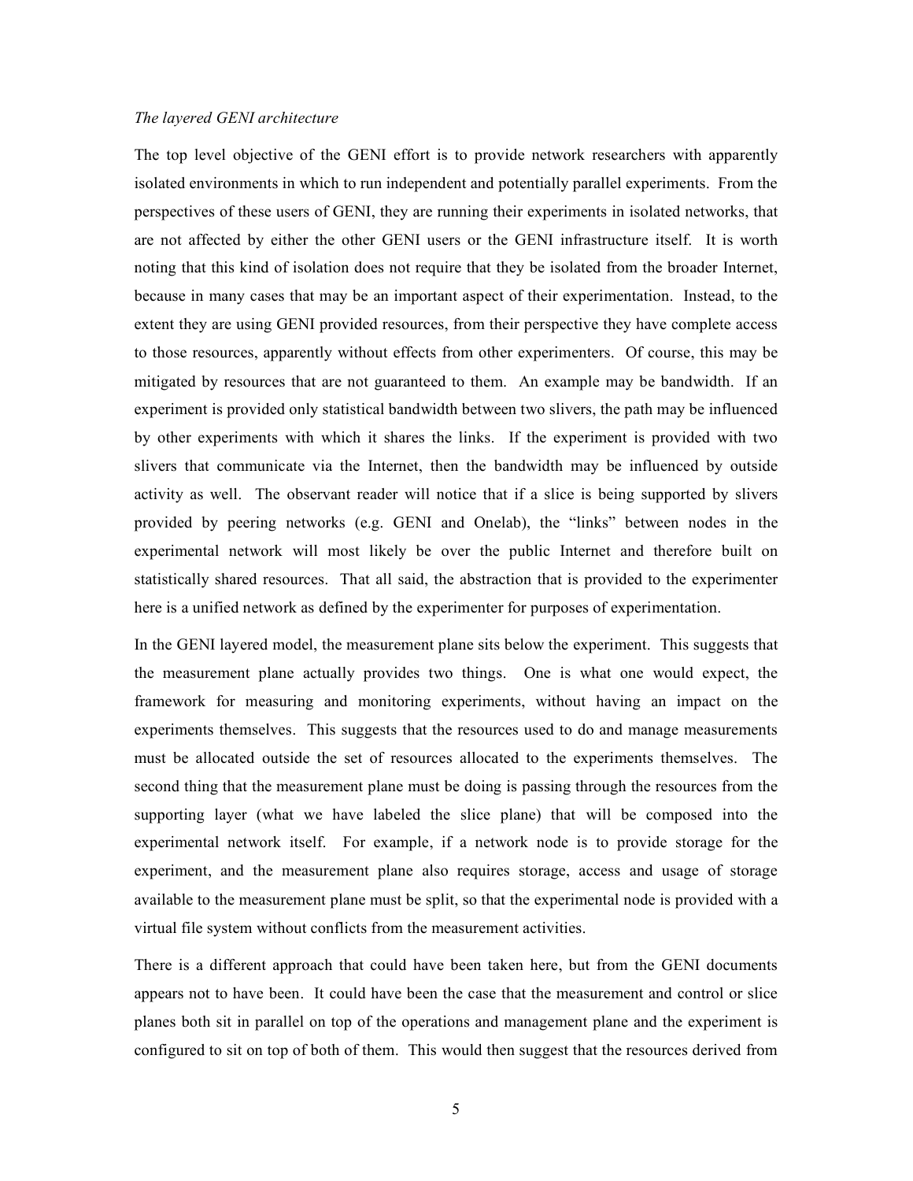*The layered GENI architecture*

The top level objective of the GENI effort is to provide network researchers with apparently isolated environments in which to run independent and potentially parallel experiments. From the perspectives of these users of GENI, they are running their experiments in isolated networks, that are not affected by either the other GENI users or the GENI infrastructure itself. It is worth noting that this kind of isolation does not require that they be isolated from the broader Internet, because in many cases that may be an important aspect of their experimentation. Instead, to the extent they are using GENI provided resources, from their perspective they have complete access to those resources, apparently without effects from other experimenters. Of course, this may be mitigated by resources that are not guaranteed to them. An example may be bandwidth. If an experiment is provided only statistical bandwidth between two slivers, the path may be influenced by other experiments with which it shares the links. If the experiment is provided with two slivers that communicate via the Internet, then the bandwidth may be influenced by outside activity as well. The observant reader will notice that if a slice is being supported by slivers provided by peering networks (e.g. GENI and Onelab), the "links" between nodes in the experimental network will most likely be over the public Internet and therefore built on statistically shared resources. That all said, the abstraction that is provided to the experimenter here is a unified network as defined by the experimenter for purposes of experimentation.

In the GENI layered model, the measurement plane sits below the experiment. This suggests that the measurement plane actually provides two things. One is what one would expect, the framework for measuring and monitoring experiments, without having an impact on the experiments themselves. This suggests that the resources used to do and manage measurements must be allocated outside the set of resources allocated to the experiments themselves. The second thing that the measurement plane must be doing is passing through the resources from the supporting layer (what we have labeled the slice plane) that will be composed into the experimental network itself. For example, if a network node is to provide storage for the experiment, and the measurement plane also requires storage, access and usage of storage available to the measurement plane must be split, so that the experimental node is provided with a virtual file system without conflicts from the measurement activities.

There is a different approach that could have been taken here, but from the GENI documents appears not to have been. It could have been the case that the measurement and control or slice planes both sit in parallel on top of the operations and management plane and the experiment is configured to sit on top of both of them. This would then suggest that the resources derived from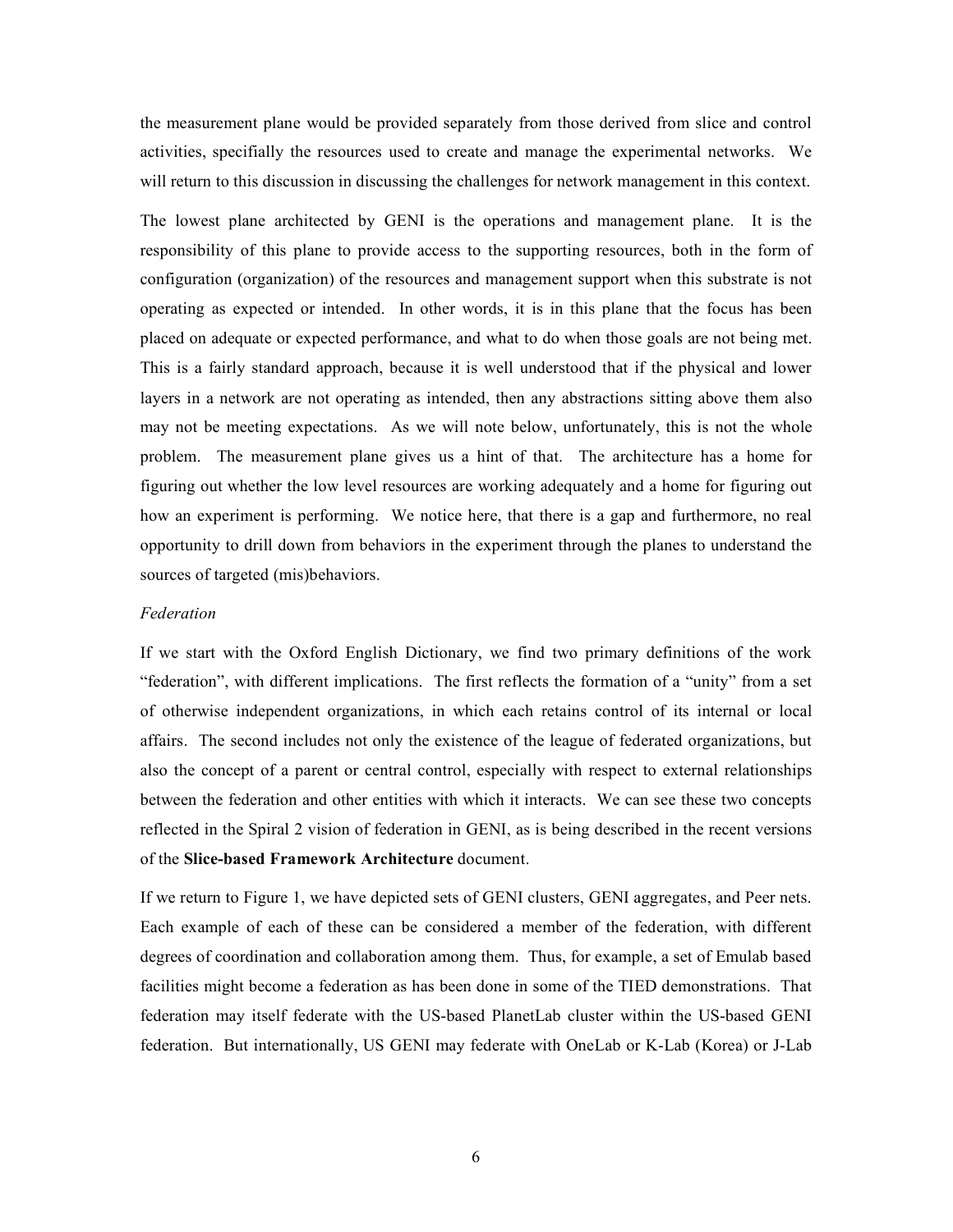the measurement plane would be provided separately from those derived from slice and control activities, specifically the resources used to create and manage the experimental networks. We will return to this discussion in discussing the challenges for network management in this context.

The lowest plane architected by GENI is the operations and management plane. It is the responsibility of this plane to provide access to the supporting resources, both in the form of configuration (organization) of the resources and management support when this substrate is not operating as expected or intended. In other words, it is in this plane that the focus has been placed on adequate or expected performance, and what to do when those goals are not being met. This is a fairly standard approach, because it is well understood that if the physical and lower layers in a network are not operating as intended, then any abstractions sitting above them also may not be meeting expectations. As we will note below, unfortunately, this is not the whole problem. The measurement plane gives us a hint of that. The architecture has a home for figuring out whether the low level resources are working adequately and a home for figuring out how an experiment is performing. We notice here, that there is a gap and furthermore, no real opportunity to drill down from behaviors in the experiment through the planes to understand the sources of targeted (mis)behaviors.

*Federation*

If we start with the Oxford English Dictionary, we find two primary definitions of the work "federation", with different implications. The first reflects the formation of a "unity" from a set of otherwise independent organizations, in which each retains control of its internal or local affairs. The second includes not only the existence of the league of federated organizations, but also the concept of a parent or central control, especially with respect to external relationships between the federation and other entities with which it interacts. We can see these two concepts reflected in the Spiral 2 vision of federation in GENI, as is being described in the recent versions of the **Slice-based Framework Architecture** document.

If we return to Figure 1, we have depicted sets of GENI clusters, GENI aggregates, and Peer nets. Each example of each of these can be considered a member of the federation, with different degrees of coordination and collaboration among them. Thus, for example, a set of Emulab based facilities might become a federation as has been done in some of the TIED demonstrations. That federation may itself federate with the US-based PlanetLab cluster within the US-based GENI federation. But internationally, US GENI may federate with OneLab or K-Lab (Korea) or J-Lab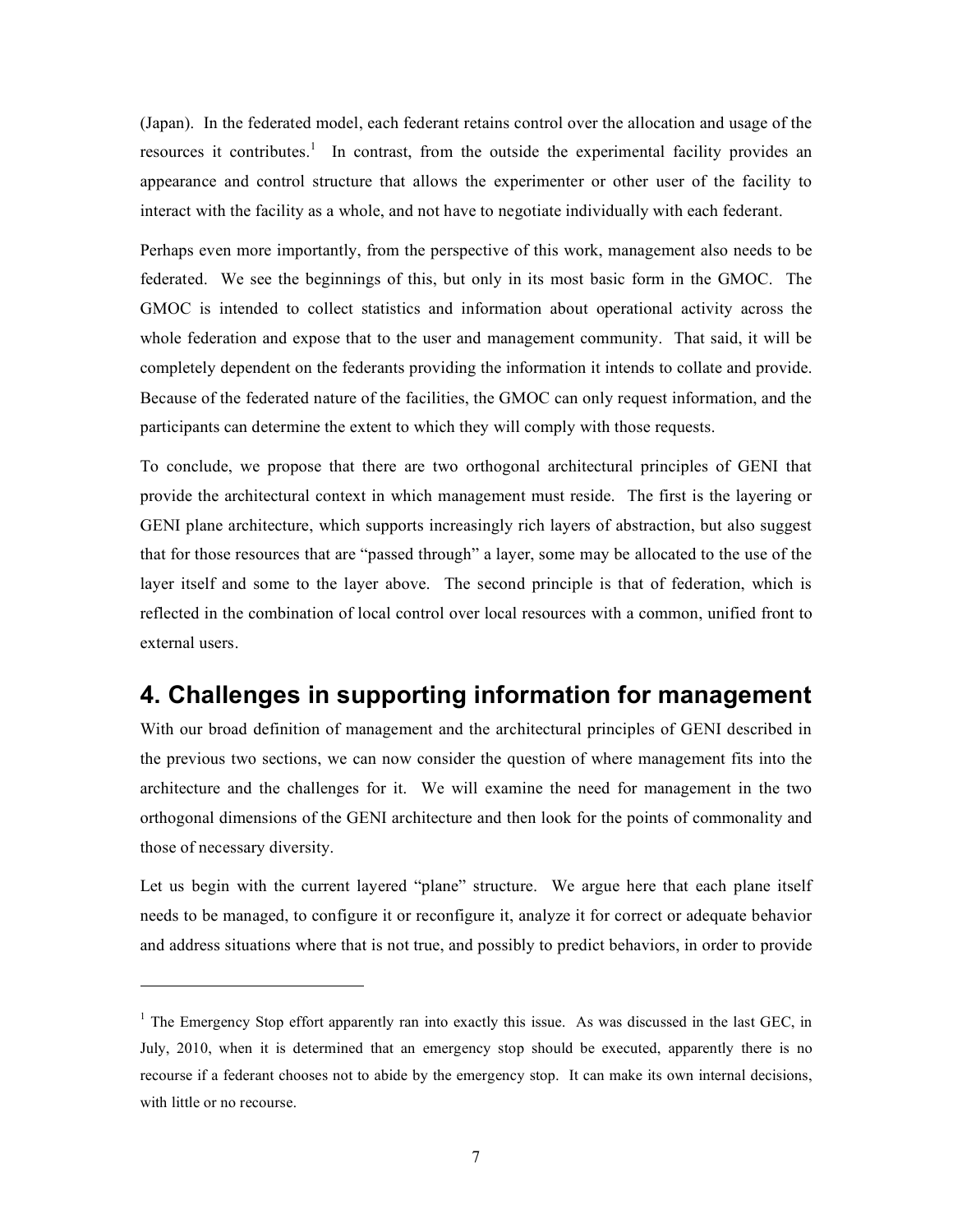(Japan). In the federated model, each federant retains control over the allocation and usage of the resources it contributes.[1] In contrast, from the outside the experimental facility provides an appearance and control structure that allows the experimenter or other user of the facility to interact with the facility as a whole, and not have to negotiate individually with each federant.

Perhaps even more importantly, from the perspective of this work, management also needs to be federated. We see the beginnings of this, but only in its most basic form in the GMOC. The GMOC is intended to collect statistics and information about operational activity across the whole federation and expose that to the user and management community. That said, it will be completely dependent on the federants providing the information it intends to collate and provide. Because of the federated nature of the facilities, the GMOC can only request information, and the participants can determine the extent to which they will comply with those requests.

To conclude, we propose that there are two orthogonal architectural principles of GENI that provide the architectural context in which management must reside. The first is the layering or GENI plane architecture, which supports increasingly rich layers of abstraction, but also suggest that for those resources that are "passed through" a layer, some may be allocated to the use of the layer itself and some to the layer above. The second principle is that of federation, which is reflected in the combination of local control over local resources with a common, unified front to external users.

## 4. Challenges in supporting information for management

With our broad definition of management and the architectural principles of GENI described in the previous two sections, we can now consider the question of where management fits into the architecture and the challenges for it. We will examine the need for management in the two orthogonal dimensions of the GENI architecture and then look for the points of commonality and those of necessary diversity.

Let us begin with the current layered "plane" structure. We argue here that each plane itself needs to be managed, to configure it or reconfigure it, analyze it for correct or adequate behavior and address situations where that is not true, and possibly to predict behaviors, in order to provide

[1] The Emergency Stop effort apparently ran into exactly this issue. As was discussed in the last GEC, in July, 2010, when it is determined that an emergency stop should be executed, apparently there is no recourse if a federant chooses not to abide by the emergency stop. It can make its own internal decisions, with little or no recourse.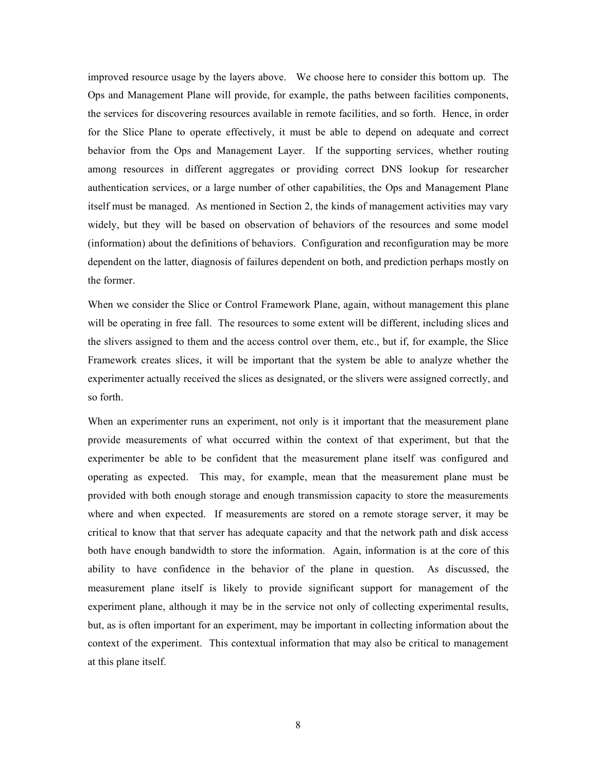improved resource usage by the layers above. We choose here to consider this bottom up. The Ops and Management Plane will provide, for example, the paths between facilities components, the services for discovering resources available in remote facilities, and so forth. Hence, in order for the Slice Plane to operate effectively, it must be able to depend on adequate and correct behavior from the Ops and Management Layer. If the supporting services, whether routing among resources in different aggregates or providing correct DNS lookup for researcher authentication services, or a large number of other capabilities, the Ops and Management Plane itself must be managed. As mentioned in Section 2, the kinds of management activities may vary widely, but they will be based on observation of behaviors of the resources and some model (information) about the definitions of behaviors. Configuration and reconfiguration may be more dependent on the latter, diagnosis of failures dependent on both, and prediction perhaps mostly on the former.

When we consider the Slice or Control Framework Plane, again, without management this plane will be operating in free fall. The resources to some extent will be different, including slices and the slivers assigned to them and the access control over them, etc., but if, for example, the Slice Framework creates slices, it will be important that the system be able to analyze whether the experimenter actually received the slices as designated, or the slivers were assigned correctly, and so forth.

When an experimenter runs an experiment, not only is it important that the measurement plane provide measurements of what occurred within the context of that experiment, but that the experimenter be able to be confident that the measurement plane itself was configured and operating as expected. This may, for example, mean that the measurement plane must be provided with both enough storage and enough transmission capacity to store the measurements where and when expected. If measurements are stored on a remote storage server, it may be critical to know that that server has adequate capacity and that the network path and disk access both have enough bandwidth to store the information. Again, information is at the core of this ability to have confidence in the behavior of the plane in question. As discussed, the measurement plane itself is likely to provide significant support for management of the experiment plane, although it may be in the service not only of collecting experimental results, but, as is often important for an experiment, may be important in collecting information about the context of the experiment. This contextual information that may also be critical to management at this plane itself.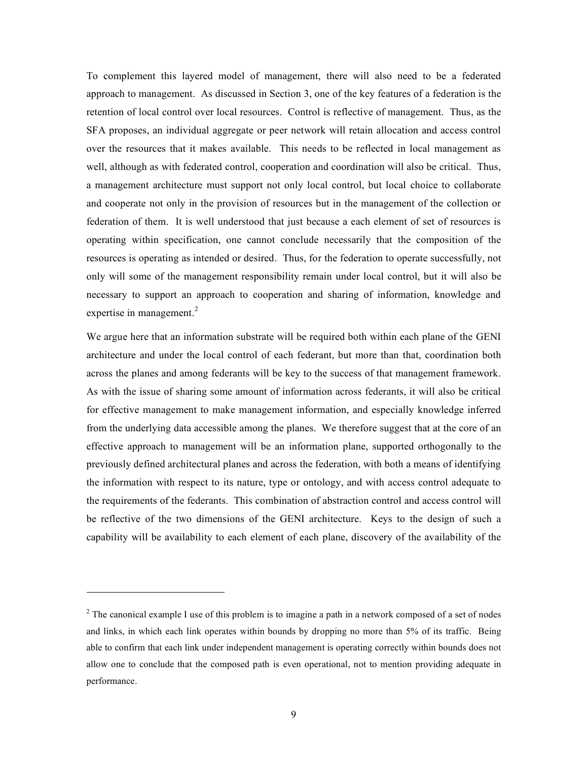To complement this layered model of management, there will also need to be a federated approach to management. As discussed in Section 3, one of the key features of a federation is the retention of local control over local resources. Control is reflective of management. Thus, as the SFA proposes, an individual aggregate or peer network will retain allocation and access control over the resources that it makes available. This needs to be reflected in local management as well, although as with federated control, cooperation and coordination will also be critical. Thus, a management architecture must support not only local control, but local choice to collaborate and cooperate not only in the provision of resources but in the management of the collection or federation of them. It is well understood that just because a each element of set of resources is operating within specification, one cannot conclude necessarily that the composition of the resources is operating as intended or desired. Thus, for the federation to operate successfully, not only will some of the management responsibility remain under local control, but it will also be necessary to support an approach to cooperation and sharing of information, knowledge and expertise in management.[2]

We argue here that an information substrate will be required both within each plane of the GENI architecture and under the local control of each federant, but more than that, coordination both across the planes and among federants will be key to the success of that management framework. As with the issue of sharing some amount of information across federants, it will also be critical for effective management to make management information, and especially knowledge inferred from the underlying data accessible among the planes. We therefore suggest that at the core of an effective approach to management will be an information plane, supported orthogonally to the previously defined architectural planes and across the federation, with both a means of identifying the information with respect to its nature, type or ontology, and with access control adequate to the requirements of the federants. This combination of abstraction control and access control will be reflective of the two dimensions of the GENI architecture. Keys to the design of such a capability will be availability to each element of each plane, discovery of the availability of the

---

[2] The canonical example I use of this problem is to imagine a path in a network composed of a set of nodes and links, in which each link operates within bounds by dropping no more than 5% of its traffic. Being able to confirm that each link under independent management is operating correctly within bounds does not allow one to conclude that the composed path is even operational, not to mention providing adequate in performance.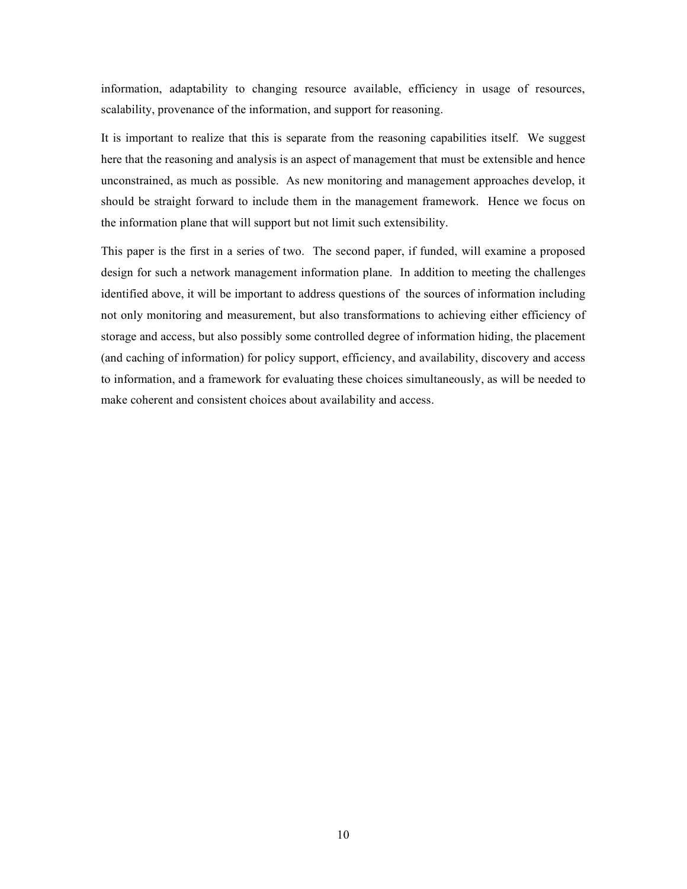information, adaptability to changing resource available, efficiency in usage of resources, scalability, provenance of the information, and support for reasoning.

It is important to realize that this is separate from the reasoning capabilities itself. We suggest here that the reasoning and analysis is an aspect of management that must be extensible and hence unconstrained, as much as possible. As new monitoring and management approaches develop, it should be straight forward to include them in the management framework. Hence we focus on the information plane that will support but not limit such extensibility.

This paper is the first in a series of two. The second paper, if funded, will examine a proposed design for such a network management information plane. In addition to meeting the challenges identified above, it will be important to address questions of the sources of information including not only monitoring and measurement, but also transformations to achieving either efficiency of storage and access, but also possibly some controlled degree of information hiding, the placement (and caching of information) for policy support, efficiency, and availability, discovery and access to information, and a framework for evaluating these choices simultaneously, as will be needed to make coherent and consistent choices about availability and access.